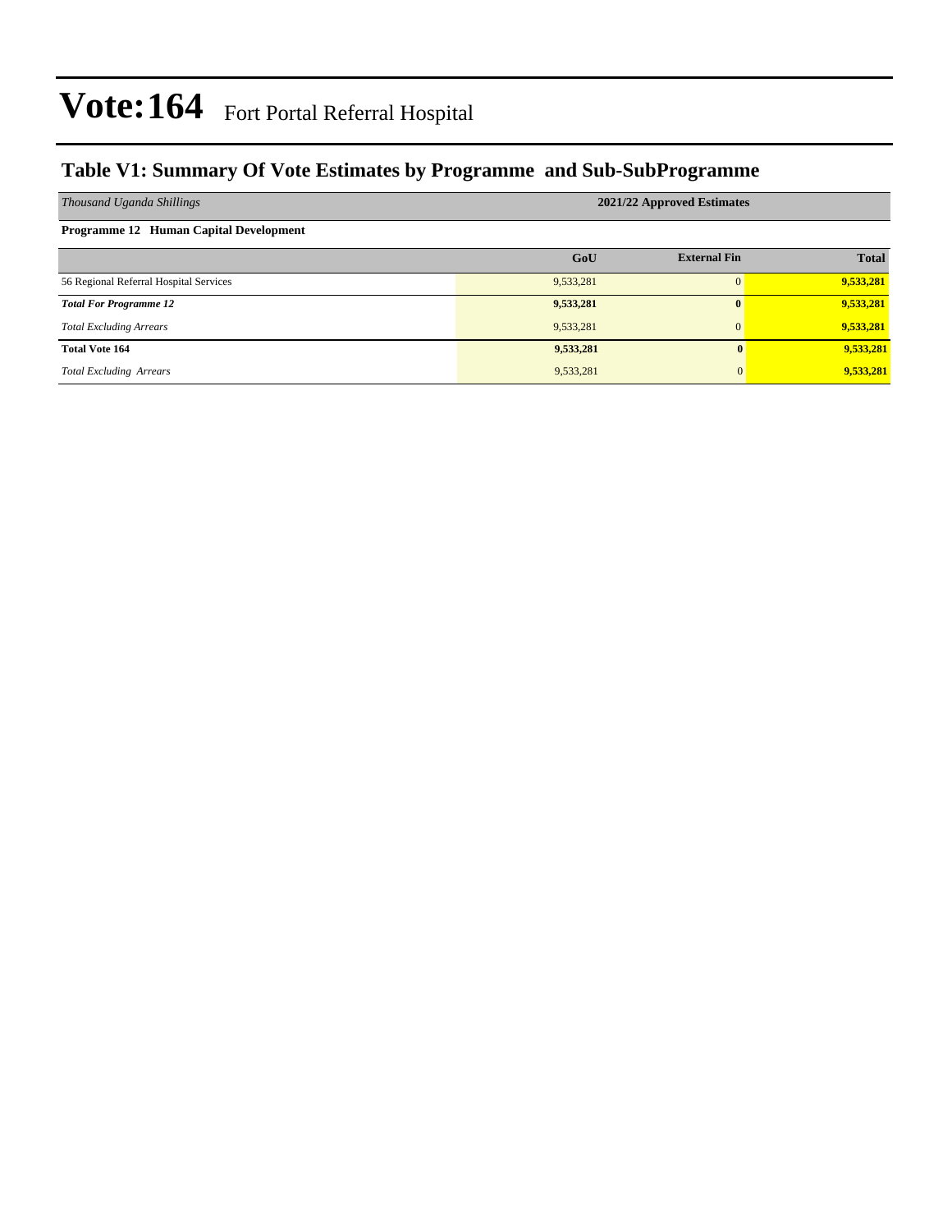# Vote:164 Fort Portal Referral Hospital

## Table V1: Summary Of Vote Estimates by Programme and Sub-SubProgramme

| *Thousand Uganda Shillings* | 2021/22 Approved Estimates | | |
|---|---|---|---|
| **Programme 12 Human Capital Development** | | | |
| | **GoU** | **External Fin** | **Total** |
| 56 Regional Referral Hospital Services | 9,533,281 | 0 | **9,533,281** |
| ***Total For Programme 12*** | **9,533,281** | **0** | **9,533,281** |
| *Total Excluding Arrears* | 9,533,281 | 0 | **9,533,281** |
| **Total Vote 164** | **9,533,281** | **0** | **9,533,281** |
| *Total Excluding Arrears* | 9,533,281 | 0 | **9,533,281** |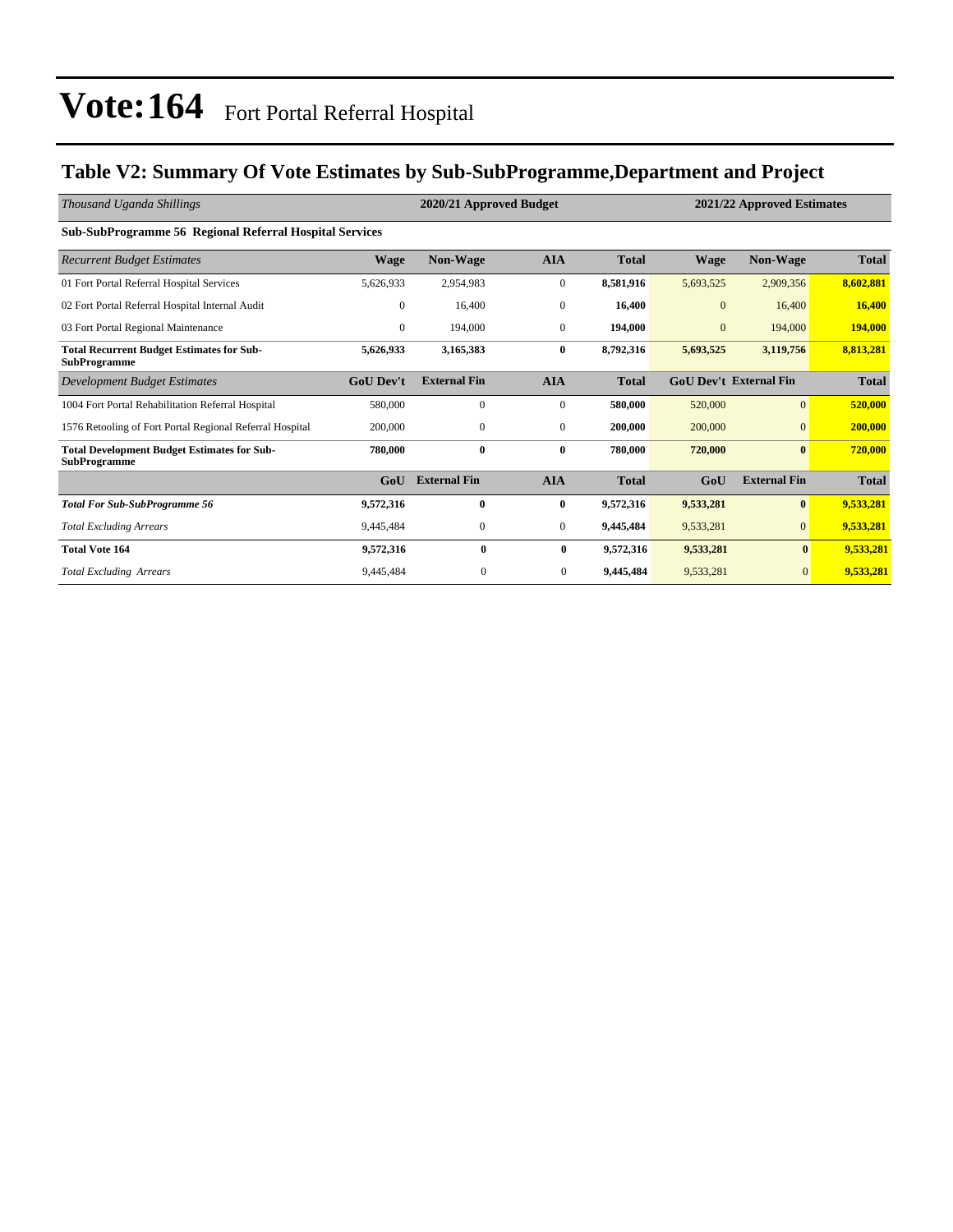# Vote:164 Fort Portal Referral Hospital

## Table V2: Summary Of Vote Estimates by Sub-SubProgramme,Department and Project

| *Thousand Uganda Shillings* | 2020/21 Approved Budget | | | | 2021/22 Approved Estimates | | |
|---|---|---|---|---|---|---|---|
| **Sub-SubProgramme 56 Regional Referral Hospital Services** | | | | | | | |
| *Recurrent Budget Estimates* | **Wage** | **Non-Wage** | **AIA** | **Total** | **Wage** | **Non-Wage** | **Total** |
| 01 Fort Portal Referral Hospital Services | 5,626,933 | 2,954,983 | 0 | **8,581,916** | 5,693,525 | 2,909,356 | **8,602,881** |
| 02 Fort Portal Referral Hospital Internal Audit | 0 | 16,400 | 0 | **16,400** | 0 | 16,400 | **16,400** |
| 03 Fort Portal Regional Maintenance | 0 | 194,000 | 0 | **194,000** | 0 | 194,000 | **194,000** |
| **Total Recurrent Budget Estimates for Sub-SubProgramme** | **5,626,933** | **3,165,383** | **0** | **8,792,316** | **5,693,525** | **3,119,756** | **8,813,281** |
| *Development Budget Estimates* | **GoU Dev't** | **External Fin** | **AIA** | **Total** | **GoU Dev't** | **External Fin** | **Total** |
| 1004 Fort Portal Rehabilitation Referral Hospital | 580,000 | 0 | 0 | **580,000** | 520,000 | 0 | **520,000** |
| 1576 Retooling of Fort Portal Regional Referral Hospital | 200,000 | 0 | 0 | **200,000** | 200,000 | 0 | **200,000** |
| **Total Development Budget Estimates for Sub-SubProgramme** | **780,000** | **0** | **0** | **780,000** | **720,000** | **0** | **720,000** |
| | **GoU** | **External Fin** | **AIA** | **Total** | **GoU** | **External Fin** | **Total** |
| ***Total For Sub-SubProgramme 56*** | **9,572,316** | **0** | **0** | **9,572,316** | **9,533,281** | **0** | **9,533,281** |
| *Total Excluding Arrears* | 9,445,484 | 0 | 0 | **9,445,484** | 9,533,281 | 0 | **9,533,281** |
| **Total Vote 164** | **9,572,316** | **0** | **0** | **9,572,316** | **9,533,281** | **0** | **9,533,281** |
| *Total Excluding Arrears* | 9,445,484 | 0 | 0 | **9,445,484** | 9,533,281 | 0 | **9,533,281** |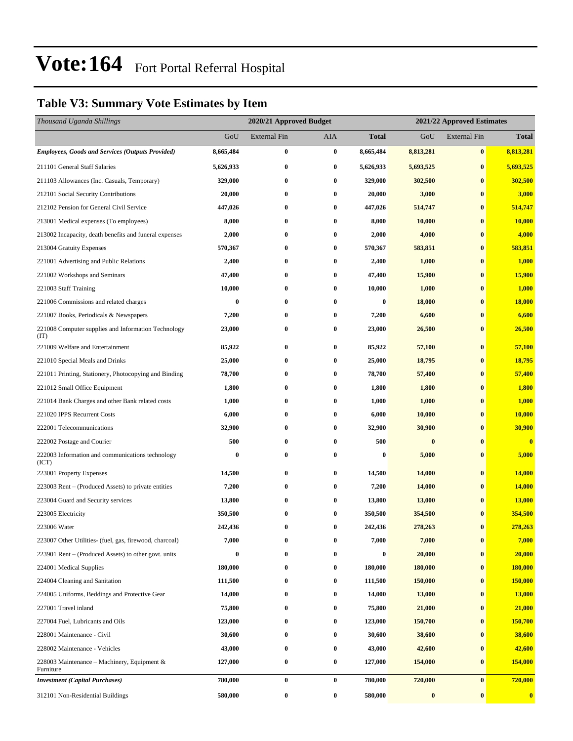# Vote:164 Fort Portal Referral Hospital

## Table V3: Summary Vote Estimates by Item

| *Thousand Uganda Shillings* | 2020/21 Approved Budget | | | | 2021/22 Approved Estimates | | |
|---|---|---|---|---|---|---|---|
| | GoU | External Fin | AIA | **Total** | GoU | External Fin | **Total** |
| ***Employees, Goods and Services (Outputs Provided)*** | **8,665,484** | **0** | **0** | **8,665,484** | **8,813,281** | **0** | **8,813,281** |
| 211101 General Staff Salaries | **5,626,933** | **0** | **0** | **5,626,933** | **5,693,525** | **0** | **5,693,525** |
| 211103 Allowances (Inc. Casuals, Temporary) | **329,000** | **0** | **0** | **329,000** | **302,500** | **0** | **302,500** |
| 212101 Social Security Contributions | **20,000** | **0** | **0** | **20,000** | **3,000** | **0** | **3,000** |
| 212102 Pension for General Civil Service | **447,026** | **0** | **0** | **447,026** | **514,747** | **0** | **514,747** |
| 213001 Medical expenses (To employees) | **8,000** | **0** | **0** | **8,000** | **10,000** | **0** | **10,000** |
| 213002 Incapacity, death benefits and funeral expenses | **2,000** | **0** | **0** | **2,000** | **4,000** | **0** | **4,000** |
| 213004 Gratuity Expenses | **570,367** | **0** | **0** | **570,367** | **583,851** | **0** | **583,851** |
| 221001 Advertising and Public Relations | **2,400** | **0** | **0** | **2,400** | **1,000** | **0** | **1,000** |
| 221002 Workshops and Seminars | **47,400** | **0** | **0** | **47,400** | **15,900** | **0** | **15,900** |
| 221003 Staff Training | **10,000** | **0** | **0** | **10,000** | **1,000** | **0** | **1,000** |
| 221006 Commissions and related charges | **0** | **0** | **0** | **0** | **18,000** | **0** | **18,000** |
| 221007 Books, Periodicals & Newspapers | **7,200** | **0** | **0** | **7,200** | **6,600** | **0** | **6,600** |
| 221008 Computer supplies and Information Technology (IT) | **23,000** | **0** | **0** | **23,000** | **26,500** | **0** | **26,500** |
| 221009 Welfare and Entertainment | **85,922** | **0** | **0** | **85,922** | **57,100** | **0** | **57,100** |
| 221010 Special Meals and Drinks | **25,000** | **0** | **0** | **25,000** | **18,795** | **0** | **18,795** |
| 221011 Printing, Stationery, Photocopying and Binding | **78,700** | **0** | **0** | **78,700** | **57,400** | **0** | **57,400** |
| 221012 Small Office Equipment | **1,800** | **0** | **0** | **1,800** | **1,800** | **0** | **1,800** |
| 221014 Bank Charges and other Bank related costs | **1,000** | **0** | **0** | **1,000** | **1,000** | **0** | **1,000** |
| 221020 IPPS Recurrent Costs | **6,000** | **0** | **0** | **6,000** | **10,000** | **0** | **10,000** |
| 222001 Telecommunications | **32,900** | **0** | **0** | **32,900** | **30,900** | **0** | **30,900** |
| 222002 Postage and Courier | **500** | **0** | **0** | **500** | **0** | **0** | **0** |
| 222003 Information and communications technology (ICT) | **0** | **0** | **0** | **0** | **5,000** | **0** | **5,000** |
| 223001 Property Expenses | **14,500** | **0** | **0** | **14,500** | **14,000** | **0** | **14,000** |
| 223003 Rent – (Produced Assets) to private entities | **7,200** | **0** | **0** | **7,200** | **14,000** | **0** | **14,000** |
| 223004 Guard and Security services | **13,800** | **0** | **0** | **13,800** | **13,000** | **0** | **13,000** |
| 223005 Electricity | **350,500** | **0** | **0** | **350,500** | **354,500** | **0** | **354,500** |
| 223006 Water | **242,436** | **0** | **0** | **242,436** | **278,263** | **0** | **278,263** |
| 223007 Other Utilities- (fuel, gas, firewood, charcoal) | **7,000** | **0** | **0** | **7,000** | **7,000** | **0** | **7,000** |
| 223901 Rent – (Produced Assets) to other govt. units | **0** | **0** | **0** | **0** | **20,000** | **0** | **20,000** |
| 224001 Medical Supplies | **180,000** | **0** | **0** | **180,000** | **180,000** | **0** | **180,000** |
| 224004 Cleaning and Sanitation | **111,500** | **0** | **0** | **111,500** | **150,000** | **0** | **150,000** |
| 224005 Uniforms, Beddings and Protective Gear | **14,000** | **0** | **0** | **14,000** | **13,000** | **0** | **13,000** |
| 227001 Travel inland | **75,800** | **0** | **0** | **75,800** | **21,000** | **0** | **21,000** |
| 227004 Fuel, Lubricants and Oils | **123,000** | **0** | **0** | **123,000** | **150,700** | **0** | **150,700** |
| 228001 Maintenance - Civil | **30,600** | **0** | **0** | **30,600** | **38,600** | **0** | **38,600** |
| 228002 Maintenance - Vehicles | **43,000** | **0** | **0** | **43,000** | **42,600** | **0** | **42,600** |
| 228003 Maintenance – Machinery, Equipment & Furniture | **127,000** | **0** | **0** | **127,000** | **154,000** | **0** | **154,000** |
| ***Investment (Capital Purchases)*** | **780,000** | **0** | **0** | **780,000** | **720,000** | **0** | **720,000** |
| 312101 Non-Residential Buildings | **580,000** | **0** | **0** | **580,000** | **0** | **0** | **0** |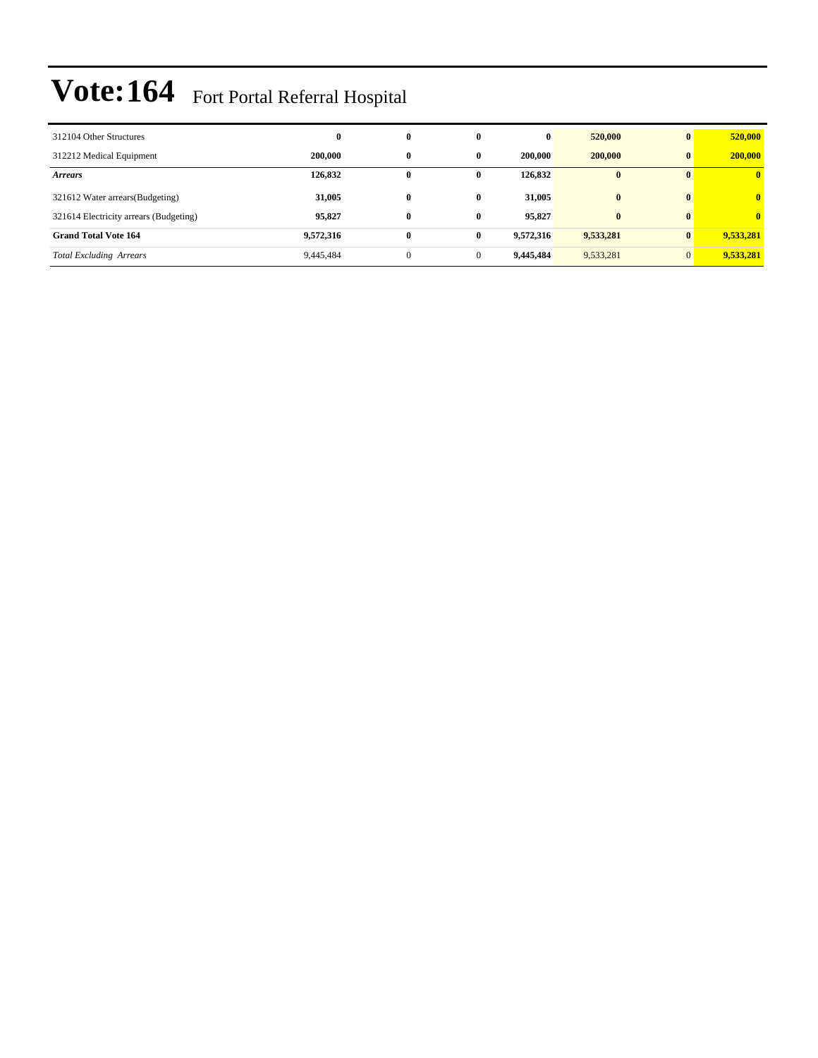# Vote:164 Fort Portal Referral Hospital

| | | | | | | | |
|---|---|---|---|---|---|---|---|
| 312104 Other Structures | **0** | **0** | **0** | **0** | **520,000** | **0** | **520,000** |
| 312212 Medical Equipment | **200,000** | **0** | **0** | **200,000** | **200,000** | **0** | **200,000** |
| ***Arrears*** | **126,832** | **0** | **0** | **126,832** | **0** | **0** | **0** |
| 321612 Water arrears(Budgeting) | **31,005** | **0** | **0** | **31,005** | **0** | **0** | **0** |
| 321614 Electricity arrears (Budgeting) | **95,827** | **0** | **0** | **95,827** | **0** | **0** | **0** |
| **Grand Total Vote 164** | **9,572,316** | **0** | **0** | **9,572,316** | **9,533,281** | **0** | **9,533,281** |
| *Total Excluding Arrears* | 9,445,484 | 0 | 0 | **9,445,484** | 9,533,281 | 0 | **9,533,281** |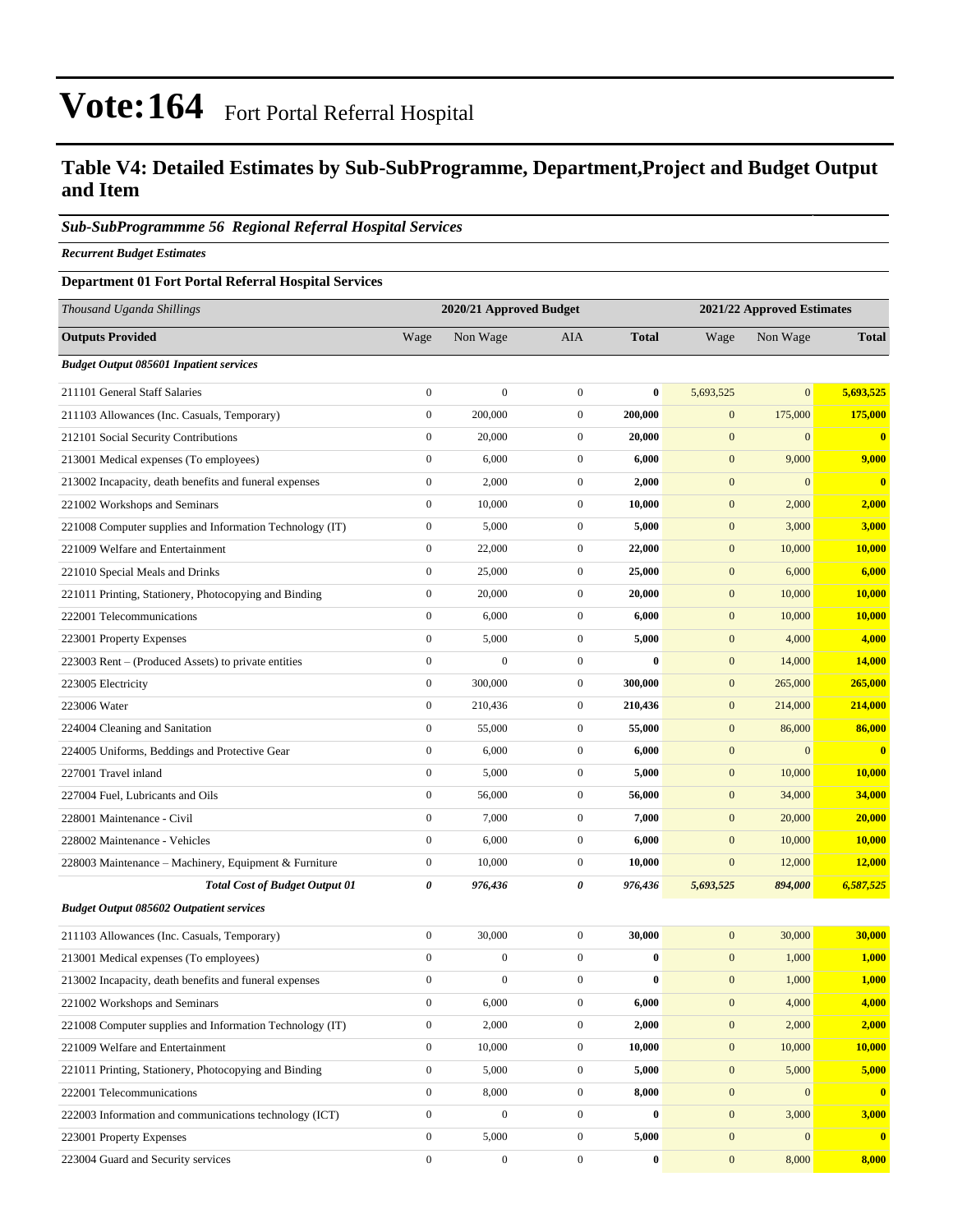# Vote:164 Fort Portal Referral Hospital

## Table V4: Detailed Estimates by Sub-SubProgramme, Department,Project and Budget Output and Item

### *Sub-SubProgrammme 56 Regional Referral Hospital Services*

***Recurrent Budget Estimates***

**Department 01 Fort Portal Referral Hospital Services**

| *Thousand Uganda Shillings* | 2020/21 Approved Budget | | | | 2021/22 Approved Estimates | | |
|---|---|---|---|---|---|---|---|
| **Outputs Provided** | Wage | Non Wage | AIA | **Total** | Wage | Non Wage | **Total** |
| ***Budget Output 085601 Inpatient services*** | | | | | | | |
| 211101 General Staff Salaries | 0 | 0 | 0 | **0** | 5,693,525 | 0 | **5,693,525** |
| 211103 Allowances (Inc. Casuals, Temporary) | 0 | 200,000 | 0 | **200,000** | 0 | 175,000 | **175,000** |
| 212101 Social Security Contributions | 0 | 20,000 | 0 | **20,000** | 0 | 0 | **0** |
| 213001 Medical expenses (To employees) | 0 | 6,000 | 0 | **6,000** | 0 | 9,000 | **9,000** |
| 213002 Incapacity, death benefits and funeral expenses | 0 | 2,000 | 0 | **2,000** | 0 | 0 | **0** |
| 221002 Workshops and Seminars | 0 | 10,000 | 0 | **10,000** | 0 | 2,000 | **2,000** |
| 221008 Computer supplies and Information Technology (IT) | 0 | 5,000 | 0 | **5,000** | 0 | 3,000 | **3,000** |
| 221009 Welfare and Entertainment | 0 | 22,000 | 0 | **22,000** | 0 | 10,000 | **10,000** |
| 221010 Special Meals and Drinks | 0 | 25,000 | 0 | **25,000** | 0 | 6,000 | **6,000** |
| 221011 Printing, Stationery, Photocopying and Binding | 0 | 20,000 | 0 | **20,000** | 0 | 10,000 | **10,000** |
| 222001 Telecommunications | 0 | 6,000 | 0 | **6,000** | 0 | 10,000 | **10,000** |
| 223001 Property Expenses | 0 | 5,000 | 0 | **5,000** | 0 | 4,000 | **4,000** |
| 223003 Rent – (Produced Assets) to private entities | 0 | 0 | 0 | **0** | 0 | 14,000 | **14,000** |
| 223005 Electricity | 0 | 300,000 | 0 | **300,000** | 0 | 265,000 | **265,000** |
| 223006 Water | 0 | 210,436 | 0 | **210,436** | 0 | 214,000 | **214,000** |
| 224004 Cleaning and Sanitation | 0 | 55,000 | 0 | **55,000** | 0 | 86,000 | **86,000** |
| 224005 Uniforms, Beddings and Protective Gear | 0 | 6,000 | 0 | **6,000** | 0 | 0 | **0** |
| 227001 Travel inland | 0 | 5,000 | 0 | **5,000** | 0 | 10,000 | **10,000** |
| 227004 Fuel, Lubricants and Oils | 0 | 56,000 | 0 | **56,000** | 0 | 34,000 | **34,000** |
| 228001 Maintenance - Civil | 0 | 7,000 | 0 | **7,000** | 0 | 20,000 | **20,000** |
| 228002 Maintenance - Vehicles | 0 | 6,000 | 0 | **6,000** | 0 | 10,000 | **10,000** |
| 228003 Maintenance – Machinery, Equipment & Furniture | 0 | 10,000 | 0 | **10,000** | 0 | 12,000 | **12,000** |
| ***Total Cost of Budget Output 01*** | ***0*** | ***976,436*** | ***0*** | ***976,436*** | ***5,693,525*** | ***894,000*** | ***6,587,525*** |
| ***Budget Output 085602 Outpatient services*** | | | | | | | |
| 211103 Allowances (Inc. Casuals, Temporary) | 0 | 30,000 | 0 | **30,000** | 0 | 30,000 | **30,000** |
| 213001 Medical expenses (To employees) | 0 | 0 | 0 | **0** | 0 | 1,000 | **1,000** |
| 213002 Incapacity, death benefits and funeral expenses | 0 | 0 | 0 | **0** | 0 | 1,000 | **1,000** |
| 221002 Workshops and Seminars | 0 | 6,000 | 0 | **6,000** | 0 | 4,000 | **4,000** |
| 221008 Computer supplies and Information Technology (IT) | 0 | 2,000 | 0 | **2,000** | 0 | 2,000 | **2,000** |
| 221009 Welfare and Entertainment | 0 | 10,000 | 0 | **10,000** | 0 | 10,000 | **10,000** |
| 221011 Printing, Stationery, Photocopying and Binding | 0 | 5,000 | 0 | **5,000** | 0 | 5,000 | **5,000** |
| 222001 Telecommunications | 0 | 8,000 | 0 | **8,000** | 0 | 0 | **0** |
| 222003 Information and communications technology (ICT) | 0 | 0 | 0 | **0** | 0 | 3,000 | **3,000** |
| 223001 Property Expenses | 0 | 5,000 | 0 | **5,000** | 0 | 0 | **0** |
| 223004 Guard and Security services | 0 | 0 | 0 | **0** | 0 | 8,000 | **8,000** |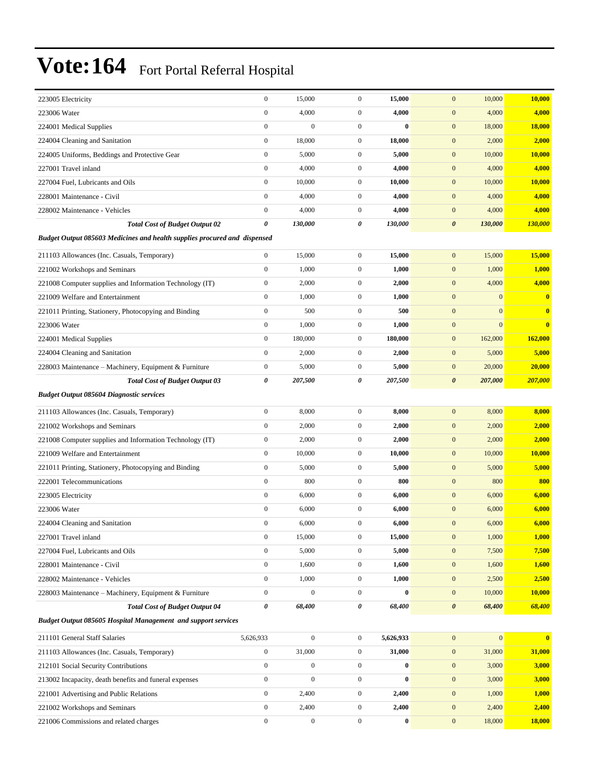# Vote:164 Fort Portal Referral Hospital

| | | | | | | | |
|---|---|---|---|---|---|---|---|
| 223005 Electricity | 0 | 15,000 | 0 | **15,000** | 0 | 10,000 | **10,000** |
| 223006 Water | 0 | 4,000 | 0 | **4,000** | 0 | 4,000 | **4,000** |
| 224001 Medical Supplies | 0 | 0 | 0 | **0** | 0 | 18,000 | **18,000** |
| 224004 Cleaning and Sanitation | 0 | 18,000 | 0 | **18,000** | 0 | 2,000 | **2,000** |
| 224005 Uniforms, Beddings and Protective Gear | 0 | 5,000 | 0 | **5,000** | 0 | 10,000 | **10,000** |
| 227001 Travel inland | 0 | 4,000 | 0 | **4,000** | 0 | 4,000 | **4,000** |
| 227004 Fuel, Lubricants and Oils | 0 | 10,000 | 0 | **10,000** | 0 | 10,000 | **10,000** |
| 228001 Maintenance - Civil | 0 | 4,000 | 0 | **4,000** | 0 | 4,000 | **4,000** |
| 228002 Maintenance - Vehicles | 0 | 4,000 | 0 | **4,000** | 0 | 4,000 | **4,000** |
| ***Total Cost of Budget Output 02*** | ***0*** | ***130,000*** | ***0*** | ***130,000*** | ***0*** | ***130,000*** | ***130,000*** |
| ***Budget Output 085603 Medicines and health supplies procured and dispensed*** | | | | | | | |
| 211103 Allowances (Inc. Casuals, Temporary) | 0 | 15,000 | 0 | **15,000** | 0 | 15,000 | **15,000** |
| 221002 Workshops and Seminars | 0 | 1,000 | 0 | **1,000** | 0 | 1,000 | **1,000** |
| 221008 Computer supplies and Information Technology (IT) | 0 | 2,000 | 0 | **2,000** | 0 | 4,000 | **4,000** |
| 221009 Welfare and Entertainment | 0 | 1,000 | 0 | **1,000** | 0 | 0 | **0** |
| 221011 Printing, Stationery, Photocopying and Binding | 0 | 500 | 0 | **500** | 0 | 0 | **0** |
| 223006 Water | 0 | 1,000 | 0 | **1,000** | 0 | 0 | **0** |
| 224001 Medical Supplies | 0 | 180,000 | 0 | **180,000** | 0 | 162,000 | **162,000** |
| 224004 Cleaning and Sanitation | 0 | 2,000 | 0 | **2,000** | 0 | 5,000 | **5,000** |
| 228003 Maintenance – Machinery, Equipment & Furniture | 0 | 5,000 | 0 | **5,000** | 0 | 20,000 | **20,000** |
| ***Total Cost of Budget Output 03*** | ***0*** | ***207,500*** | ***0*** | ***207,500*** | ***0*** | ***207,000*** | ***207,000*** |
| ***Budget Output 085604 Diagnostic services*** | | | | | | | |
| 211103 Allowances (Inc. Casuals, Temporary) | 0 | 8,000 | 0 | **8,000** | 0 | 8,000 | **8,000** |
| 221002 Workshops and Seminars | 0 | 2,000 | 0 | **2,000** | 0 | 2,000 | **2,000** |
| 221008 Computer supplies and Information Technology (IT) | 0 | 2,000 | 0 | **2,000** | 0 | 2,000 | **2,000** |
| 221009 Welfare and Entertainment | 0 | 10,000 | 0 | **10,000** | 0 | 10,000 | **10,000** |
| 221011 Printing, Stationery, Photocopying and Binding | 0 | 5,000 | 0 | **5,000** | 0 | 5,000 | **5,000** |
| 222001 Telecommunications | 0 | 800 | 0 | **800** | 0 | 800 | **800** |
| 223005 Electricity | 0 | 6,000 | 0 | **6,000** | 0 | 6,000 | **6,000** |
| 223006 Water | 0 | 6,000 | 0 | **6,000** | 0 | 6,000 | **6,000** |
| 224004 Cleaning and Sanitation | 0 | 6,000 | 0 | **6,000** | 0 | 6,000 | **6,000** |
| 227001 Travel inland | 0 | 15,000 | 0 | **15,000** | 0 | 1,000 | **1,000** |
| 227004 Fuel, Lubricants and Oils | 0 | 5,000 | 0 | **5,000** | 0 | 7,500 | **7,500** |
| 228001 Maintenance - Civil | 0 | 1,600 | 0 | **1,600** | 0 | 1,600 | **1,600** |
| 228002 Maintenance - Vehicles | 0 | 1,000 | 0 | **1,000** | 0 | 2,500 | **2,500** |
| 228003 Maintenance – Machinery, Equipment & Furniture | 0 | 0 | 0 | **0** | 0 | 10,000 | **10,000** |
| ***Total Cost of Budget Output 04*** | ***0*** | ***68,400*** | ***0*** | ***68,400*** | ***0*** | ***68,400*** | ***68,400*** |
| ***Budget Output 085605 Hospital Management and support services*** | | | | | | | |
| 211101 General Staff Salaries | 5,626,933 | 0 | 0 | **5,626,933** | 0 | 0 | **0** |
| 211103 Allowances (Inc. Casuals, Temporary) | 0 | 31,000 | 0 | **31,000** | 0 | 31,000 | **31,000** |
| 212101 Social Security Contributions | 0 | 0 | 0 | **0** | 0 | 3,000 | **3,000** |
| 213002 Incapacity, death benefits and funeral expenses | 0 | 0 | 0 | **0** | 0 | 3,000 | **3,000** |
| 221001 Advertising and Public Relations | 0 | 2,400 | 0 | **2,400** | 0 | 1,000 | **1,000** |
| 221002 Workshops and Seminars | 0 | 2,400 | 0 | **2,400** | 0 | 2,400 | **2,400** |
| 221006 Commissions and related charges | 0 | 0 | 0 | **0** | 0 | 18,000 | **18,000** |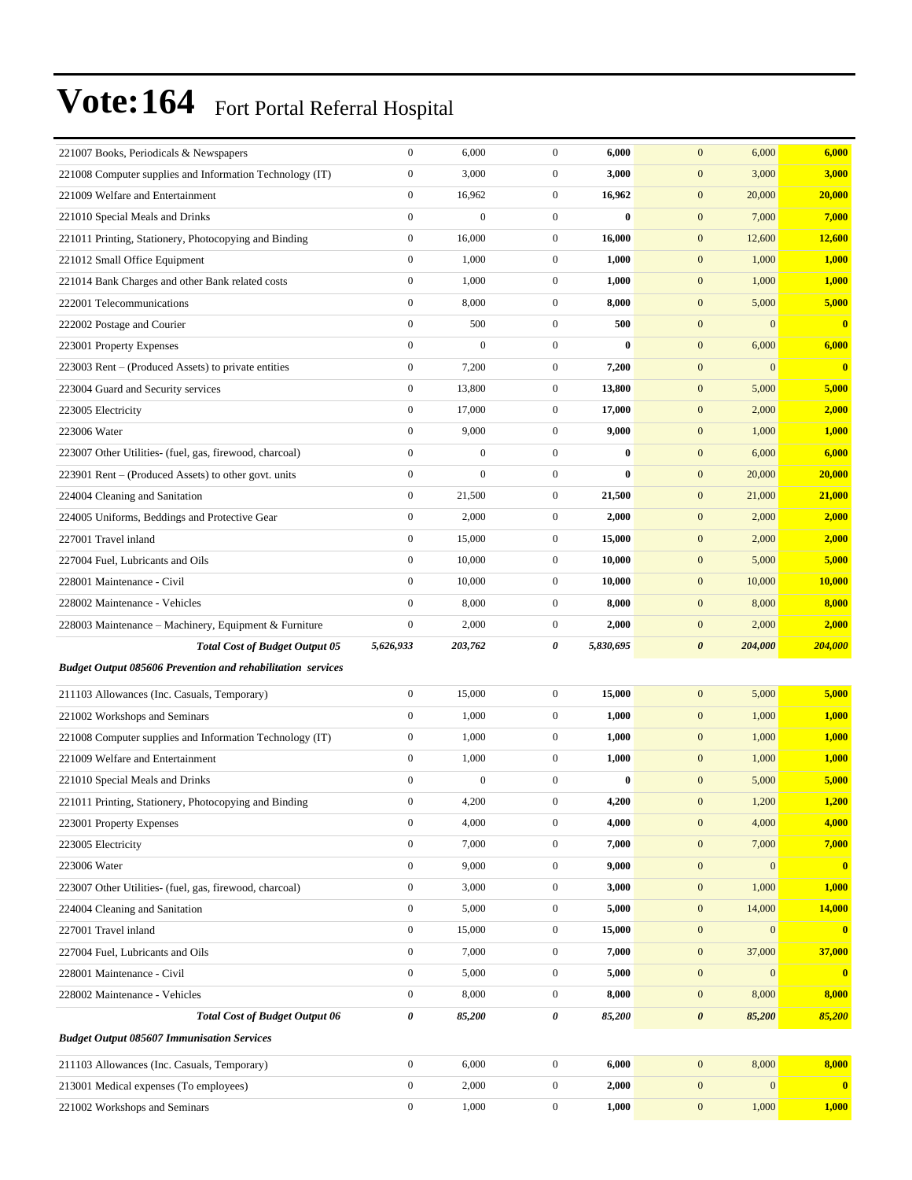# Vote:164 Fort Portal Referral Hospital

| | | | | | | | |
|---|---|---|---|---|---|---|---|
| 221007 Books, Periodicals & Newspapers | 0 | 6,000 | 0 | **6,000** | 0 | 6,000 | **6,000** |
| 221008 Computer supplies and Information Technology (IT) | 0 | 3,000 | 0 | **3,000** | 0 | 3,000 | **3,000** |
| 221009 Welfare and Entertainment | 0 | 16,962 | 0 | **16,962** | 0 | 20,000 | **20,000** |
| 221010 Special Meals and Drinks | 0 | 0 | 0 | **0** | 0 | 7,000 | **7,000** |
| 221011 Printing, Stationery, Photocopying and Binding | 0 | 16,000 | 0 | **16,000** | 0 | 12,600 | **12,600** |
| 221012 Small Office Equipment | 0 | 1,000 | 0 | **1,000** | 0 | 1,000 | **1,000** |
| 221014 Bank Charges and other Bank related costs | 0 | 1,000 | 0 | **1,000** | 0 | 1,000 | **1,000** |
| 222001 Telecommunications | 0 | 8,000 | 0 | **8,000** | 0 | 5,000 | **5,000** |
| 222002 Postage and Courier | 0 | 500 | 0 | **500** | 0 | 0 | **0** |
| 223001 Property Expenses | 0 | 0 | 0 | **0** | 0 | 6,000 | **6,000** |
| 223003 Rent – (Produced Assets) to private entities | 0 | 7,200 | 0 | **7,200** | 0 | 0 | **0** |
| 223004 Guard and Security services | 0 | 13,800 | 0 | **13,800** | 0 | 5,000 | **5,000** |
| 223005 Electricity | 0 | 17,000 | 0 | **17,000** | 0 | 2,000 | **2,000** |
| 223006 Water | 0 | 9,000 | 0 | **9,000** | 0 | 1,000 | **1,000** |
| 223007 Other Utilities- (fuel, gas, firewood, charcoal) | 0 | 0 | 0 | **0** | 0 | 6,000 | **6,000** |
| 223901 Rent – (Produced Assets) to other govt. units | 0 | 0 | 0 | **0** | 0 | 20,000 | **20,000** |
| 224004 Cleaning and Sanitation | 0 | 21,500 | 0 | **21,500** | 0 | 21,000 | **21,000** |
| 224005 Uniforms, Beddings and Protective Gear | 0 | 2,000 | 0 | **2,000** | 0 | 2,000 | **2,000** |
| 227001 Travel inland | 0 | 15,000 | 0 | **15,000** | 0 | 2,000 | **2,000** |
| 227004 Fuel, Lubricants and Oils | 0 | 10,000 | 0 | **10,000** | 0 | 5,000 | **5,000** |
| 228001 Maintenance - Civil | 0 | 10,000 | 0 | **10,000** | 0 | 10,000 | **10,000** |
| 228002 Maintenance - Vehicles | 0 | 8,000 | 0 | **8,000** | 0 | 8,000 | **8,000** |
| 228003 Maintenance – Machinery, Equipment & Furniture | 0 | 2,000 | 0 | **2,000** | 0 | 2,000 | **2,000** |
| ***Total Cost of Budget Output 05*** | ***5,626,933*** | ***203,762*** | ***0*** | ***5,830,695*** | ***0*** | ***204,000*** | ***204,000*** |
| ***Budget Output 085606 Prevention and rehabilitation services*** | | | | | | | |
| 211103 Allowances (Inc. Casuals, Temporary) | 0 | 15,000 | 0 | **15,000** | 0 | 5,000 | **5,000** |
| 221002 Workshops and Seminars | 0 | 1,000 | 0 | **1,000** | 0 | 1,000 | **1,000** |
| 221008 Computer supplies and Information Technology (IT) | 0 | 1,000 | 0 | **1,000** | 0 | 1,000 | **1,000** |
| 221009 Welfare and Entertainment | 0 | 1,000 | 0 | **1,000** | 0 | 1,000 | **1,000** |
| 221010 Special Meals and Drinks | 0 | 0 | 0 | **0** | 0 | 5,000 | **5,000** |
| 221011 Printing, Stationery, Photocopying and Binding | 0 | 4,200 | 0 | **4,200** | 0 | 1,200 | **1,200** |
| 223001 Property Expenses | 0 | 4,000 | 0 | **4,000** | 0 | 4,000 | **4,000** |
| 223005 Electricity | 0 | 7,000 | 0 | **7,000** | 0 | 7,000 | **7,000** |
| 223006 Water | 0 | 9,000 | 0 | **9,000** | 0 | 0 | **0** |
| 223007 Other Utilities- (fuel, gas, firewood, charcoal) | 0 | 3,000 | 0 | **3,000** | 0 | 1,000 | **1,000** |
| 224004 Cleaning and Sanitation | 0 | 5,000 | 0 | **5,000** | 0 | 14,000 | **14,000** |
| 227001 Travel inland | 0 | 15,000 | 0 | **15,000** | 0 | 0 | **0** |
| 227004 Fuel, Lubricants and Oils | 0 | 7,000 | 0 | **7,000** | 0 | 37,000 | **37,000** |
| 228001 Maintenance - Civil | 0 | 5,000 | 0 | **5,000** | 0 | 0 | **0** |
| 228002 Maintenance - Vehicles | 0 | 8,000 | 0 | **8,000** | 0 | 8,000 | **8,000** |
| ***Total Cost of Budget Output 06*** | ***0*** | ***85,200*** | ***0*** | ***85,200*** | ***0*** | ***85,200*** | ***85,200*** |
| ***Budget Output 085607 Immunisation Services*** | | | | | | | |
| 211103 Allowances (Inc. Casuals, Temporary) | 0 | 6,000 | 0 | **6,000** | 0 | 8,000 | **8,000** |
| 213001 Medical expenses (To employees) | 0 | 2,000 | 0 | **2,000** | 0 | 0 | **0** |
| 221002 Workshops and Seminars | 0 | 1,000 | 0 | **1,000** | 0 | 1,000 | **1,000** |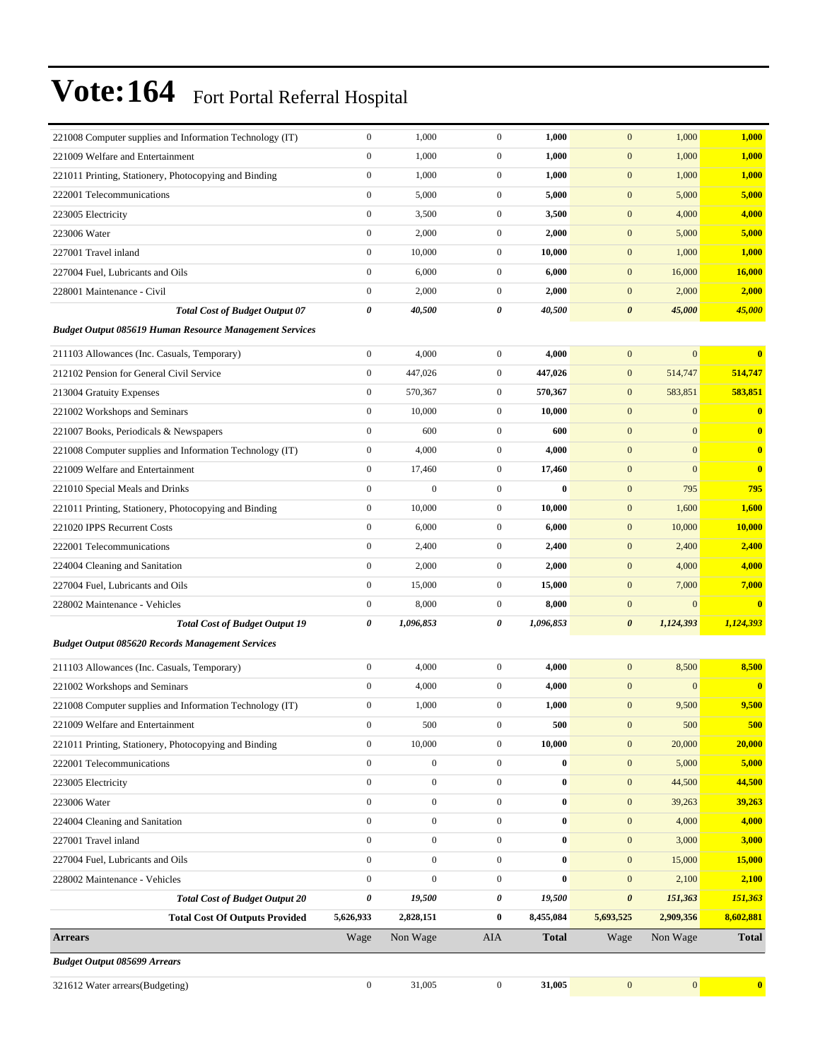# Vote:164 Fort Portal Referral Hospital

| | | | | | | | |
|---|---|---|---|---|---|---|---|
| 221008 Computer supplies and Information Technology (IT) | 0 | 1,000 | 0 | **1,000** | 0 | 1,000 | **1,000** |
| 221009 Welfare and Entertainment | 0 | 1,000 | 0 | **1,000** | 0 | 1,000 | **1,000** |
| 221011 Printing, Stationery, Photocopying and Binding | 0 | 1,000 | 0 | **1,000** | 0 | 1,000 | **1,000** |
| 222001 Telecommunications | 0 | 5,000 | 0 | **5,000** | 0 | 5,000 | **5,000** |
| 223005 Electricity | 0 | 3,500 | 0 | **3,500** | 0 | 4,000 | **4,000** |
| 223006 Water | 0 | 2,000 | 0 | **2,000** | 0 | 5,000 | **5,000** |
| 227001 Travel inland | 0 | 10,000 | 0 | **10,000** | 0 | 1,000 | **1,000** |
| 227004 Fuel, Lubricants and Oils | 0 | 6,000 | 0 | **6,000** | 0 | 16,000 | **16,000** |
| 228001 Maintenance - Civil | 0 | 2,000 | 0 | **2,000** | 0 | 2,000 | **2,000** |
| ***Total Cost of Budget Output 07*** | ***0*** | ***40,500*** | ***0*** | ***40,500*** | ***0*** | ***45,000*** | ***45,000*** |
| ***Budget Output 085619 Human Resource Management Services*** | | | | | | | |
| 211103 Allowances (Inc. Casuals, Temporary) | 0 | 4,000 | 0 | **4,000** | 0 | 0 | **0** |
| 212102 Pension for General Civil Service | 0 | 447,026 | 0 | **447,026** | 0 | 514,747 | **514,747** |
| 213004 Gratuity Expenses | 0 | 570,367 | 0 | **570,367** | 0 | 583,851 | **583,851** |
| 221002 Workshops and Seminars | 0 | 10,000 | 0 | **10,000** | 0 | 0 | **0** |
| 221007 Books, Periodicals & Newspapers | 0 | 600 | 0 | **600** | 0 | 0 | **0** |
| 221008 Computer supplies and Information Technology (IT) | 0 | 4,000 | 0 | **4,000** | 0 | 0 | **0** |
| 221009 Welfare and Entertainment | 0 | 17,460 | 0 | **17,460** | 0 | 0 | **0** |
| 221010 Special Meals and Drinks | 0 | 0 | 0 | **0** | 0 | 795 | **795** |
| 221011 Printing, Stationery, Photocopying and Binding | 0 | 10,000 | 0 | **10,000** | 0 | 1,600 | **1,600** |
| 221020 IPPS Recurrent Costs | 0 | 6,000 | 0 | **6,000** | 0 | 10,000 | **10,000** |
| 222001 Telecommunications | 0 | 2,400 | 0 | **2,400** | 0 | 2,400 | **2,400** |
| 224004 Cleaning and Sanitation | 0 | 2,000 | 0 | **2,000** | 0 | 4,000 | **4,000** |
| 227004 Fuel, Lubricants and Oils | 0 | 15,000 | 0 | **15,000** | 0 | 7,000 | **7,000** |
| 228002 Maintenance - Vehicles | 0 | 8,000 | 0 | **8,000** | 0 | 0 | **0** |
| ***Total Cost of Budget Output 19*** | ***0*** | ***1,096,853*** | ***0*** | ***1,096,853*** | ***0*** | ***1,124,393*** | ***1,124,393*** |
| ***Budget Output 085620 Records Management Services*** | | | | | | | |
| 211103 Allowances (Inc. Casuals, Temporary) | 0 | 4,000 | 0 | **4,000** | 0 | 8,500 | **8,500** |
| 221002 Workshops and Seminars | 0 | 4,000 | 0 | **4,000** | 0 | 0 | **0** |
| 221008 Computer supplies and Information Technology (IT) | 0 | 1,000 | 0 | **1,000** | 0 | 9,500 | **9,500** |
| 221009 Welfare and Entertainment | 0 | 500 | 0 | **500** | 0 | 500 | **500** |
| 221011 Printing, Stationery, Photocopying and Binding | 0 | 10,000 | 0 | **10,000** | 0 | 20,000 | **20,000** |
| 222001 Telecommunications | 0 | 0 | 0 | **0** | 0 | 5,000 | **5,000** |
| 223005 Electricity | 0 | 0 | 0 | **0** | 0 | 44,500 | **44,500** |
| 223006 Water | 0 | 0 | 0 | **0** | 0 | 39,263 | **39,263** |
| 224004 Cleaning and Sanitation | 0 | 0 | 0 | **0** | 0 | 4,000 | **4,000** |
| 227001 Travel inland | 0 | 0 | 0 | **0** | 0 | 3,000 | **3,000** |
| 227004 Fuel, Lubricants and Oils | 0 | 0 | 0 | **0** | 0 | 15,000 | **15,000** |
| 228002 Maintenance - Vehicles | 0 | 0 | 0 | **0** | 0 | 2,100 | **2,100** |
| ***Total Cost of Budget Output 20*** | ***0*** | ***19,500*** | ***0*** | ***19,500*** | ***0*** | ***151,363*** | ***151,363*** |
| **Total Cost Of Outputs Provided** | **5,626,933** | **2,828,151** | **0** | **8,455,084** | **5,693,525** | **2,909,356** | **8,602,881** |
| **Arrears** | Wage | Non Wage | AIA | **Total** | Wage | Non Wage | **Total** |
| ***Budget Output 085699 Arrears*** | | | | | | | |
| 321612 Water arrears(Budgeting) | 0 | 31,005 | 0 | **31,005** | 0 | 0 | **0** |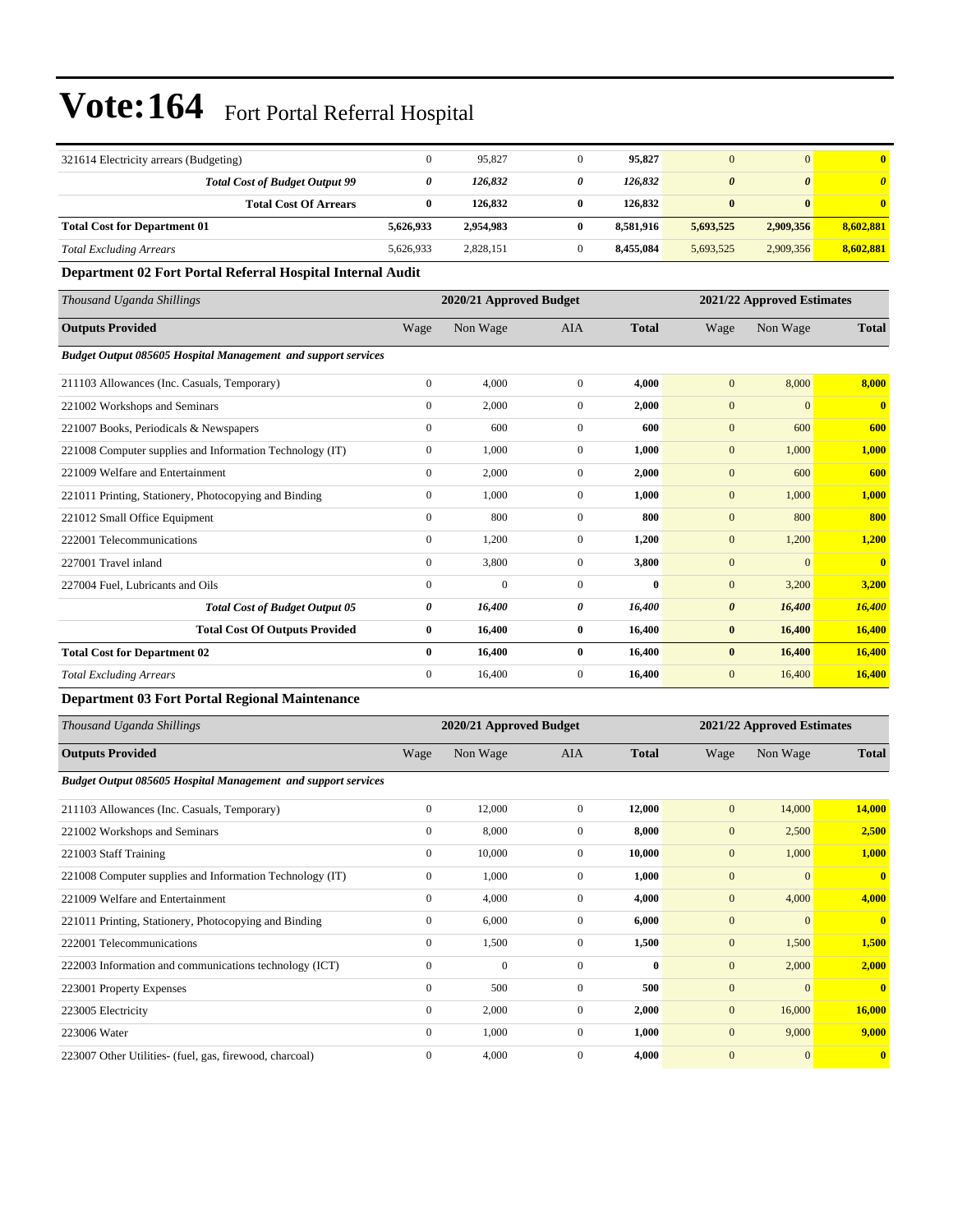# Vote:164 Fort Portal Referral Hospital

| | | | | | | | |
|---|---|---|---|---|---|---|---|
| 321614 Electricity arrears (Budgeting) | 0 | 95,827 | 0 | **95,827** | 0 | 0 | **0** |
| ***Total Cost of Budget Output 99*** | ***0*** | ***126,832*** | ***0*** | ***126,832*** | ***0*** | ***0*** | ***0*** |
| **Total Cost Of Arrears** | **0** | **126,832** | **0** | **126,832** | **0** | **0** | **0** |
| **Total Cost for Department 01** | **5,626,933** | **2,954,983** | **0** | **8,581,916** | **5,693,525** | **2,909,356** | **8,602,881** |
| *Total Excluding Arrears* | 5,626,933 | 2,828,151 | 0 | **8,455,084** | 5,693,525 | 2,909,356 | **8,602,881** |

### Department 02 Fort Portal Referral Hospital Internal Audit

| *Thousand Uganda Shillings* | 2020/21 Approved Budget | | | | 2021/22 Approved Estimates | | |
|---|---|---|---|---|---|---|---|
| **Outputs Provided** | Wage | Non Wage | AIA | **Total** | Wage | Non Wage | **Total** |
| ***Budget Output 085605 Hospital Management and support services*** | | | | | | | |
| 211103 Allowances (Inc. Casuals, Temporary) | 0 | 4,000 | 0 | **4,000** | 0 | 8,000 | **8,000** |
| 221002 Workshops and Seminars | 0 | 2,000 | 0 | **2,000** | 0 | 0 | **0** |
| 221007 Books, Periodicals & Newspapers | 0 | 600 | 0 | **600** | 0 | 600 | **600** |
| 221008 Computer supplies and Information Technology (IT) | 0 | 1,000 | 0 | **1,000** | 0 | 1,000 | **1,000** |
| 221009 Welfare and Entertainment | 0 | 2,000 | 0 | **2,000** | 0 | 600 | **600** |
| 221011 Printing, Stationery, Photocopying and Binding | 0 | 1,000 | 0 | **1,000** | 0 | 1,000 | **1,000** |
| 221012 Small Office Equipment | 0 | 800 | 0 | **800** | 0 | 800 | **800** |
| 222001 Telecommunications | 0 | 1,200 | 0 | **1,200** | 0 | 1,200 | **1,200** |
| 227001 Travel inland | 0 | 3,800 | 0 | **3,800** | 0 | 0 | **0** |
| 227004 Fuel, Lubricants and Oils | 0 | 0 | 0 | **0** | 0 | 3,200 | **3,200** |
| ***Total Cost of Budget Output 05*** | ***0*** | ***16,400*** | ***0*** | ***16,400*** | ***0*** | ***16,400*** | ***16,400*** |
| **Total Cost Of Outputs Provided** | **0** | **16,400** | **0** | **16,400** | **0** | **16,400** | **16,400** |
| **Total Cost for Department 02** | **0** | **16,400** | **0** | **16,400** | **0** | **16,400** | **16,400** |
| *Total Excluding Arrears* | 0 | 16,400 | 0 | **16,400** | 0 | 16,400 | **16,400** |

### Department 03 Fort Portal Regional Maintenance

| *Thousand Uganda Shillings* | 2020/21 Approved Budget | | | | 2021/22 Approved Estimates | | |
|---|---|---|---|---|---|---|---|
| **Outputs Provided** | Wage | Non Wage | AIA | **Total** | Wage | Non Wage | **Total** |
| ***Budget Output 085605 Hospital Management and support services*** | | | | | | | |
| 211103 Allowances (Inc. Casuals, Temporary) | 0 | 12,000 | 0 | **12,000** | 0 | 14,000 | **14,000** |
| 221002 Workshops and Seminars | 0 | 8,000 | 0 | **8,000** | 0 | 2,500 | **2,500** |
| 221003 Staff Training | 0 | 10,000 | 0 | **10,000** | 0 | 1,000 | **1,000** |
| 221008 Computer supplies and Information Technology (IT) | 0 | 1,000 | 0 | **1,000** | 0 | 0 | **0** |
| 221009 Welfare and Entertainment | 0 | 4,000 | 0 | **4,000** | 0 | 4,000 | **4,000** |
| 221011 Printing, Stationery, Photocopying and Binding | 0 | 6,000 | 0 | **6,000** | 0 | 0 | **0** |
| 222001 Telecommunications | 0 | 1,500 | 0 | **1,500** | 0 | 1,500 | **1,500** |
| 222003 Information and communications technology (ICT) | 0 | 0 | 0 | **0** | 0 | 2,000 | **2,000** |
| 223001 Property Expenses | 0 | 500 | 0 | **500** | 0 | 0 | **0** |
| 223005 Electricity | 0 | 2,000 | 0 | **2,000** | 0 | 16,000 | **16,000** |
| 223006 Water | 0 | 1,000 | 0 | **1,000** | 0 | 9,000 | **9,000** |
| 223007 Other Utilities- (fuel, gas, firewood, charcoal) | 0 | 4,000 | 0 | **4,000** | 0 | 0 | **0** |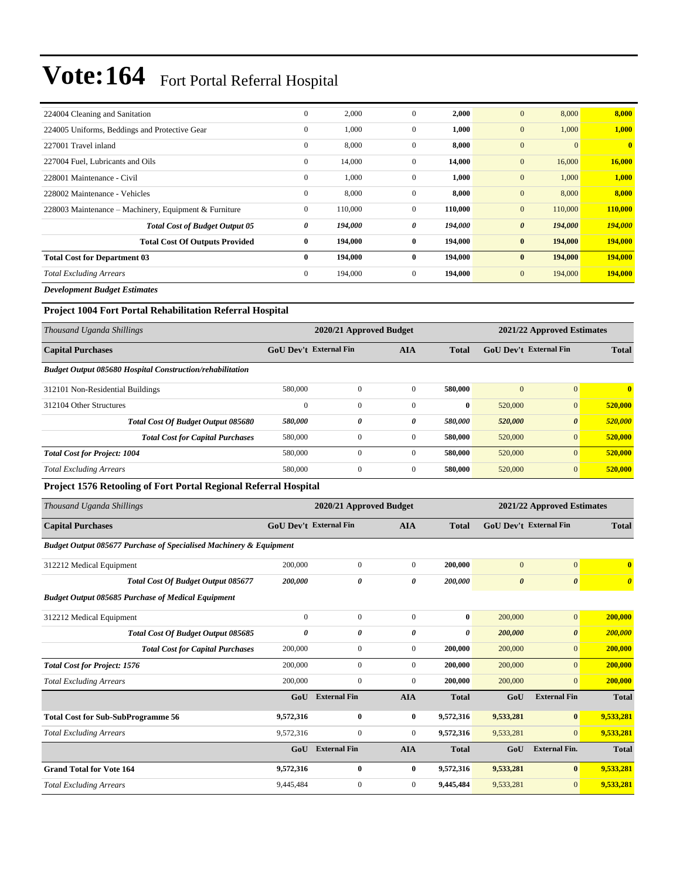# Vote:164 Fort Portal Referral Hospital

| | | | | | | | |
|---|---|---|---|---|---|---|---|
| 224004 Cleaning and Sanitation | 0 | 2,000 | 0 | **2,000** | 0 | 8,000 | **8,000** |
| 224005 Uniforms, Beddings and Protective Gear | 0 | 1,000 | 0 | **1,000** | 0 | 1,000 | **1,000** |
| 227001 Travel inland | 0 | 8,000 | 0 | **8,000** | 0 | 0 | **0** |
| 227004 Fuel, Lubricants and Oils | 0 | 14,000 | 0 | **14,000** | 0 | 16,000 | **16,000** |
| 228001 Maintenance - Civil | 0 | 1,000 | 0 | **1,000** | 0 | 1,000 | **1,000** |
| 228002 Maintenance - Vehicles | 0 | 8,000 | 0 | **8,000** | 0 | 8,000 | **8,000** |
| 228003 Maintenance – Machinery, Equipment & Furniture | 0 | 110,000 | 0 | **110,000** | 0 | 110,000 | **110,000** |
| ***Total Cost of Budget Output 05*** | ***0*** | ***194,000*** | ***0*** | ***194,000*** | ***0*** | ***194,000*** | ***194,000*** |
| **Total Cost Of Outputs Provided** | **0** | **194,000** | **0** | **194,000** | **0** | **194,000** | **194,000** |
| **Total Cost for Department 03** | **0** | **194,000** | **0** | **194,000** | **0** | **194,000** | **194,000** |
| *Total Excluding Arrears* | 0 | 194,000 | 0 | **194,000** | 0 | 194,000 | **194,000** |

***Development Budget Estimates***

### Project 1004 Fort Portal Rehabilitation Referral Hospital

| *Thousand Uganda Shillings* | 2020/21 Approved Budget | | | | 2021/22 Approved Estimates | | |
|---|---|---|---|---|---|---|---|
| **Capital Purchases** | **GoU Dev't** | **External Fin** | **AIA** | **Total** | **GoU Dev't** | **External Fin** | **Total** |
| ***Budget Output 085680 Hospital Construction/rehabilitation*** | | | | | | | |
| 312101 Non-Residential Buildings | 580,000 | 0 | 0 | **580,000** | 0 | 0 | **0** |
| 312104 Other Structures | 0 | 0 | 0 | **0** | 520,000 | 0 | **520,000** |
| ***Total Cost Of Budget Output 085680*** | ***580,000*** | ***0*** | ***0*** | ***580,000*** | ***520,000*** | ***0*** | ***520,000*** |
| ***Total Cost for Capital Purchases*** | 580,000 | 0 | 0 | **580,000** | 520,000 | 0 | **520,000** |
| ***Total Cost for Project: 1004*** | 580,000 | 0 | 0 | **580,000** | 520,000 | 0 | **520,000** |
| *Total Excluding Arrears* | 580,000 | 0 | 0 | **580,000** | 520,000 | 0 | **520,000** |

### Project 1576 Retooling of Fort Portal Regional Referral Hospital

| *Thousand Uganda Shillings* | 2020/21 Approved Budget | | | | 2021/22 Approved Estimates | | |
|---|---|---|---|---|---|---|---|
| **Capital Purchases** | **GoU Dev't** | **External Fin** | **AIA** | **Total** | **GoU Dev't** | **External Fin** | **Total** |
| ***Budget Output 085677 Purchase of Specialised Machinery & Equipment*** | | | | | | | |
| 312212 Medical Equipment | 200,000 | 0 | 0 | **200,000** | 0 | 0 | **0** |
| ***Total Cost Of Budget Output 085677*** | ***200,000*** | ***0*** | ***0*** | ***200,000*** | ***0*** | ***0*** | ***0*** |
| ***Budget Output 085685 Purchase of Medical Equipment*** | | | | | | | |
| 312212 Medical Equipment | 0 | 0 | 0 | **0** | 200,000 | 0 | **200,000** |
| ***Total Cost Of Budget Output 085685*** | ***0*** | ***0*** | ***0*** | ***0*** | ***200,000*** | ***0*** | ***200,000*** |
| ***Total Cost for Capital Purchases*** | 200,000 | 0 | 0 | **200,000** | 200,000 | 0 | **200,000** |
| ***Total Cost for Project: 1576*** | 200,000 | 0 | 0 | **200,000** | 200,000 | 0 | **200,000** |
| *Total Excluding Arrears* | 200,000 | 0 | 0 | **200,000** | 200,000 | 0 | **200,000** |

| | **GoU** | **External Fin** | **AIA** | **Total** | **GoU** | **External Fin** | **Total** |
|---|---|---|---|---|---|---|---|
| **Total Cost for Sub-SubProgramme 56** | **9,572,316** | **0** | **0** | **9,572,316** | **9,533,281** | **0** | **9,533,281** |
| *Total Excluding Arrears* | 9,572,316 | 0 | 0 | **9,572,316** | 9,533,281 | 0 | **9,533,281** |

| | **GoU** | **External Fin** | **AIA** | **Total** | **GoU** | **External Fin.** | **Total** |
|---|---|---|---|---|---|---|---|
| **Grand Total for Vote 164** | **9,572,316** | **0** | **0** | **9,572,316** | **9,533,281** | **0** | **9,533,281** |
| *Total Excluding Arrears* | 9,445,484 | 0 | 0 | **9,445,484** | 9,533,281 | 0 | **9,533,281** |